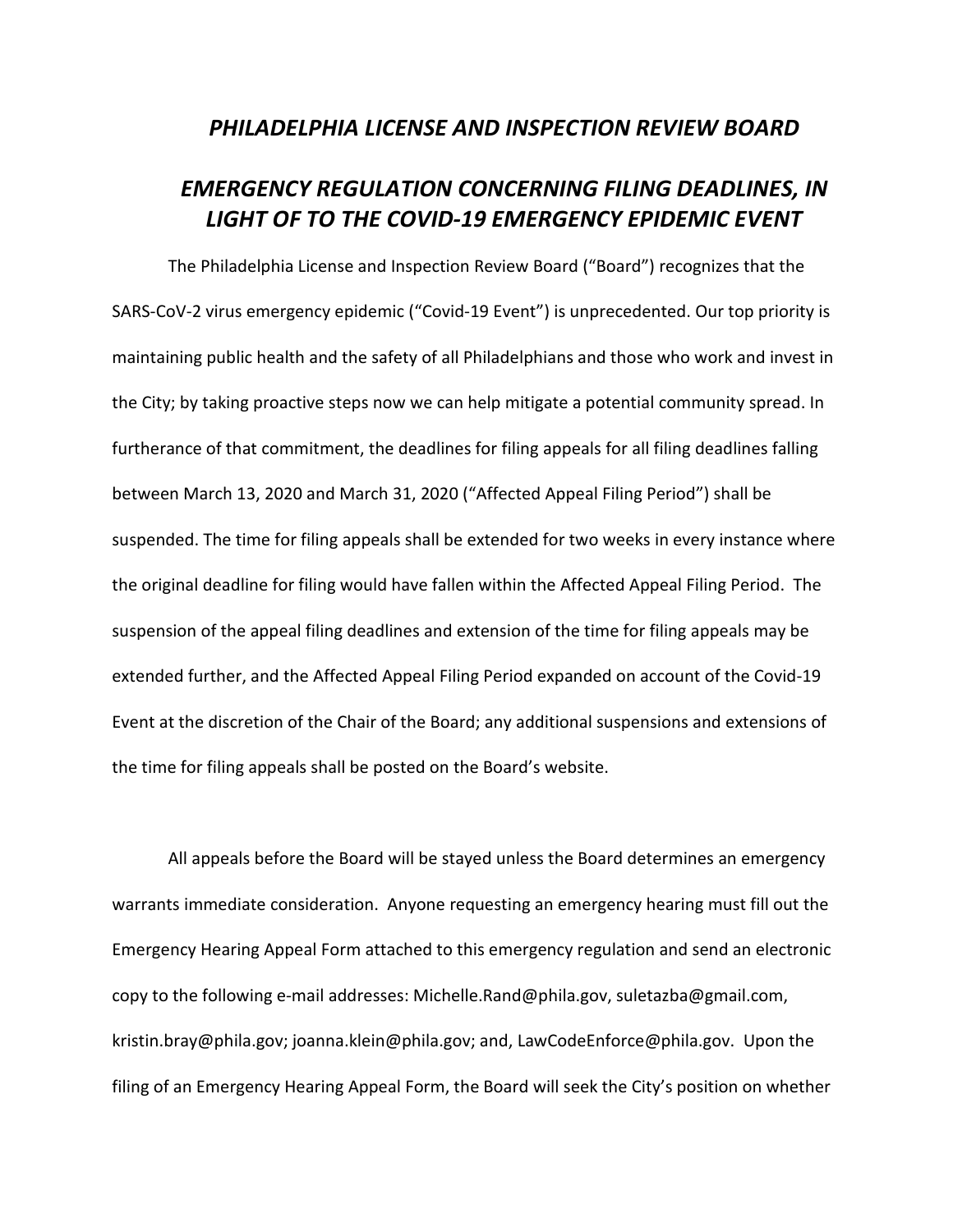## *PHILADELPHIA LICENSE AND INSPECTION REVIEW BOARD*

## *EMERGENCY REGULATION CONCERNING FILING DEADLINES, IN LIGHT OF TO THE COVID-19 EMERGENCY EPIDEMIC EVENT*

The Philadelphia License and Inspection Review Board ("Board") recognizes that the SARS-CoV-2 virus emergency epidemic ("Covid-19 Event") is unprecedented. Our top priority is maintaining public health and the safety of all Philadelphians and those who work and invest in the City; by taking proactive steps now we can help mitigate a potential community spread. In furtherance of that commitment, the deadlines for filing appeals for all filing deadlines falling between March 13, 2020 and March 31, 2020 ("Affected Appeal Filing Period") shall be suspended. The time for filing appeals shall be extended for two weeks in every instance where the original deadline for filing would have fallen within the Affected Appeal Filing Period. The suspension of the appeal filing deadlines and extension of the time for filing appeals may be extended further, and the Affected Appeal Filing Period expanded on account of the Covid-19 Event at the discretion of the Chair of the Board; any additional suspensions and extensions of the time for filing appeals shall be posted on the Board's website.

All appeals before the Board will be stayed unless the Board determines an emergency warrants immediate consideration. Anyone requesting an emergency hearing must fill out the Emergency Hearing Appeal Form attached to this emergency regulation and send an electronic copy to the following e-mail addresses: Michelle.Rand@phila.gov, suletazba@gmail.com, kristin.bray@phila.gov; joanna.klein@phila.gov; and, LawCodeEnforce@phila.gov. Upon the filing of an Emergency Hearing Appeal Form, the Board will seek the City's position on whether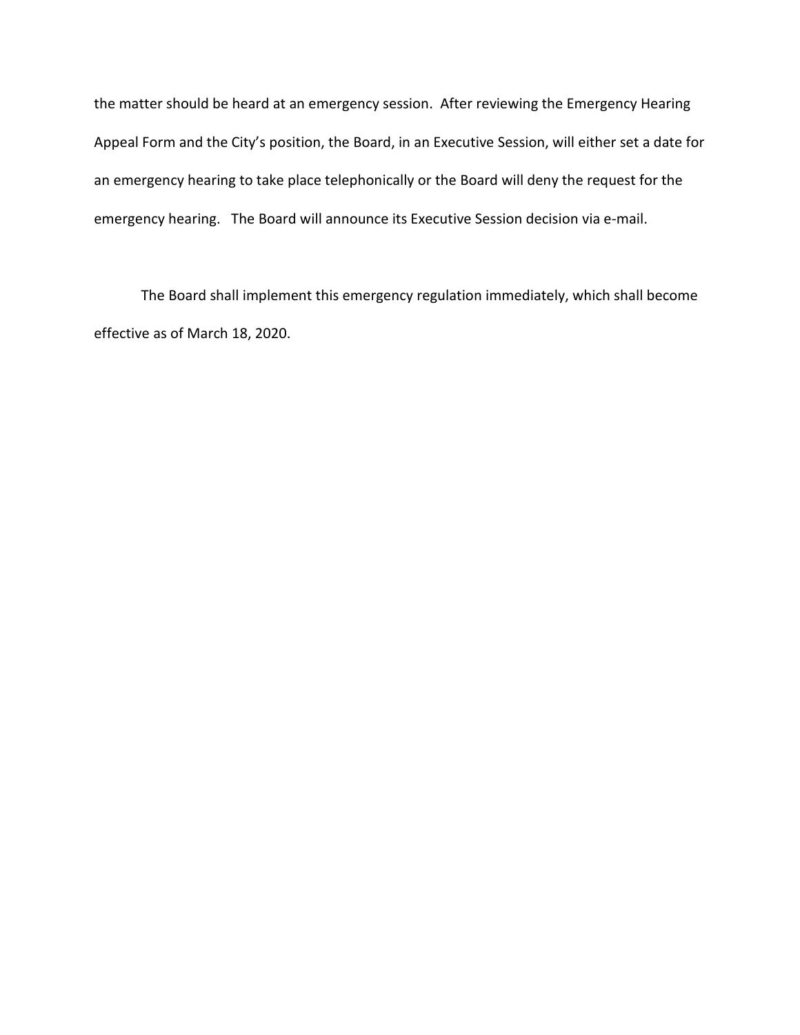the matter should be heard at an emergency session. After reviewing the Emergency Hearing Appeal Form and the City's position, the Board, in an Executive Session, will either set a date for an emergency hearing to take place telephonically or the Board will deny the request for the emergency hearing. The Board will announce its Executive Session decision via e-mail.

The Board shall implement this emergency regulation immediately, which shall become effective as of March 18, 2020.